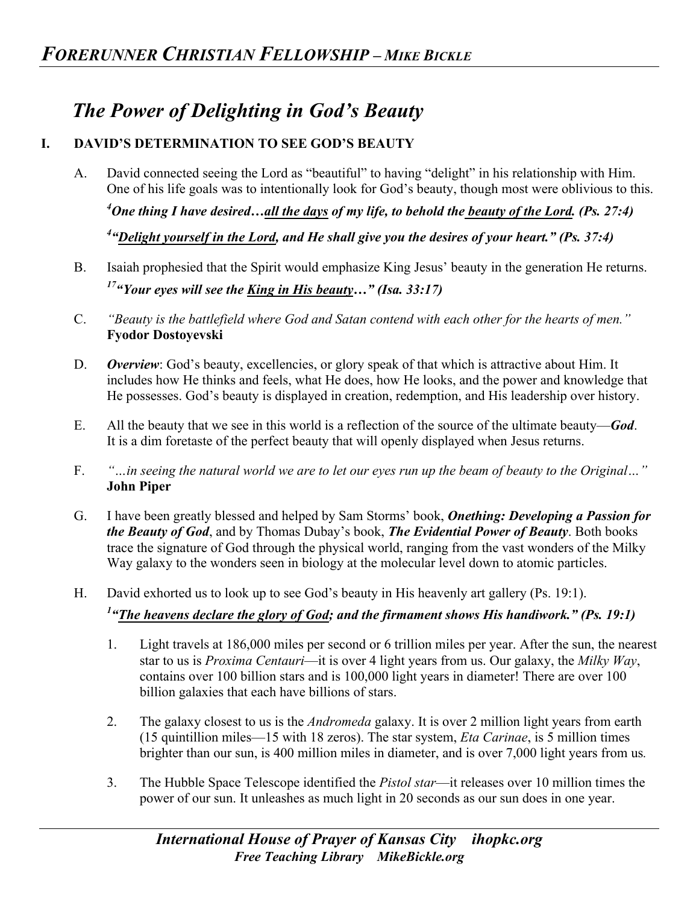# The Power of Delighting in God's Beauty

## I. DAVID'S DETERMINATION TO SEE GOD'S BEAUTY

A. David connected seeing the Lord as "beautiful" to having "delight" in his relationship with Him. One of his life goals was to intentionally look for God's beauty, though most were oblivious to this.

***[4]One thing I have desired…<u>all the days</u> of my life, to behold the <u>beauty of the Lord</u>. (Ps. 27:4)***

***[4]"<u>Delight yourself in the Lord</u>, and He shall give you the desires of your heart." (Ps. 37:4)***

B. Isaiah prophesied that the Spirit would emphasize King Jesus' beauty in the generation He returns.

***[17]"Your eyes will see the <u>King in His beauty</u>…" (Isa. 33:17)***

C. *"Beauty is the battlefield where God and Satan contend with each other for the hearts of men."* **Fyodor Dostoyevski**

D. ***Overview***: God's beauty, excellencies, or glory speak of that which is attractive about Him. It includes how He thinks and feels, what He does, how He looks, and the power and knowledge that He possesses. God's beauty is displayed in creation, redemption, and His leadership over history.

E. All the beauty that we see in this world is a reflection of the source of the ultimate beauty—***God***. It is a dim foretaste of the perfect beauty that will openly displayed when Jesus returns.

F. *"…in seeing the natural world we are to let our eyes run up the beam of beauty to the Original…"* **John Piper**

G. I have been greatly blessed and helped by Sam Storms' book, ***Onething: Developing a Passion for the Beauty of God***, and by Thomas Dubay's book, ***The Evidential Power of Beauty***. Both books trace the signature of God through the physical world, ranging from the vast wonders of the Milky Way galaxy to the wonders seen in biology at the molecular level down to atomic particles.

H. David exhorted us to look up to see God's beauty in His heavenly art gallery (Ps. 19:1).

***[1]"<u>The heavens declare the glory of God</u>; and the firmament shows His handiwork." (Ps. 19:1)***

1. Light travels at 186,000 miles per second or 6 trillion miles per year. After the sun, the nearest star to us is *Proxima Centauri*—it is over 4 light years from us. Our galaxy, the *Milky Way*, contains over 100 billion stars and is 100,000 light years in diameter! There are over 100 billion galaxies that each have billions of stars.

2. The galaxy closest to us is the *Andromeda* galaxy. It is over 2 million light years from earth (15 quintillion miles—15 with 18 zeros). The star system, *Eta Carinae*, is 5 million times brighter than our sun, is 400 million miles in diameter, and is over 7,000 light years from us.

3. The Hubble Space Telescope identified the *Pistol star*—it releases over 10 million times the power of our sun. It unleashes as much light in 20 seconds as our sun does in one year.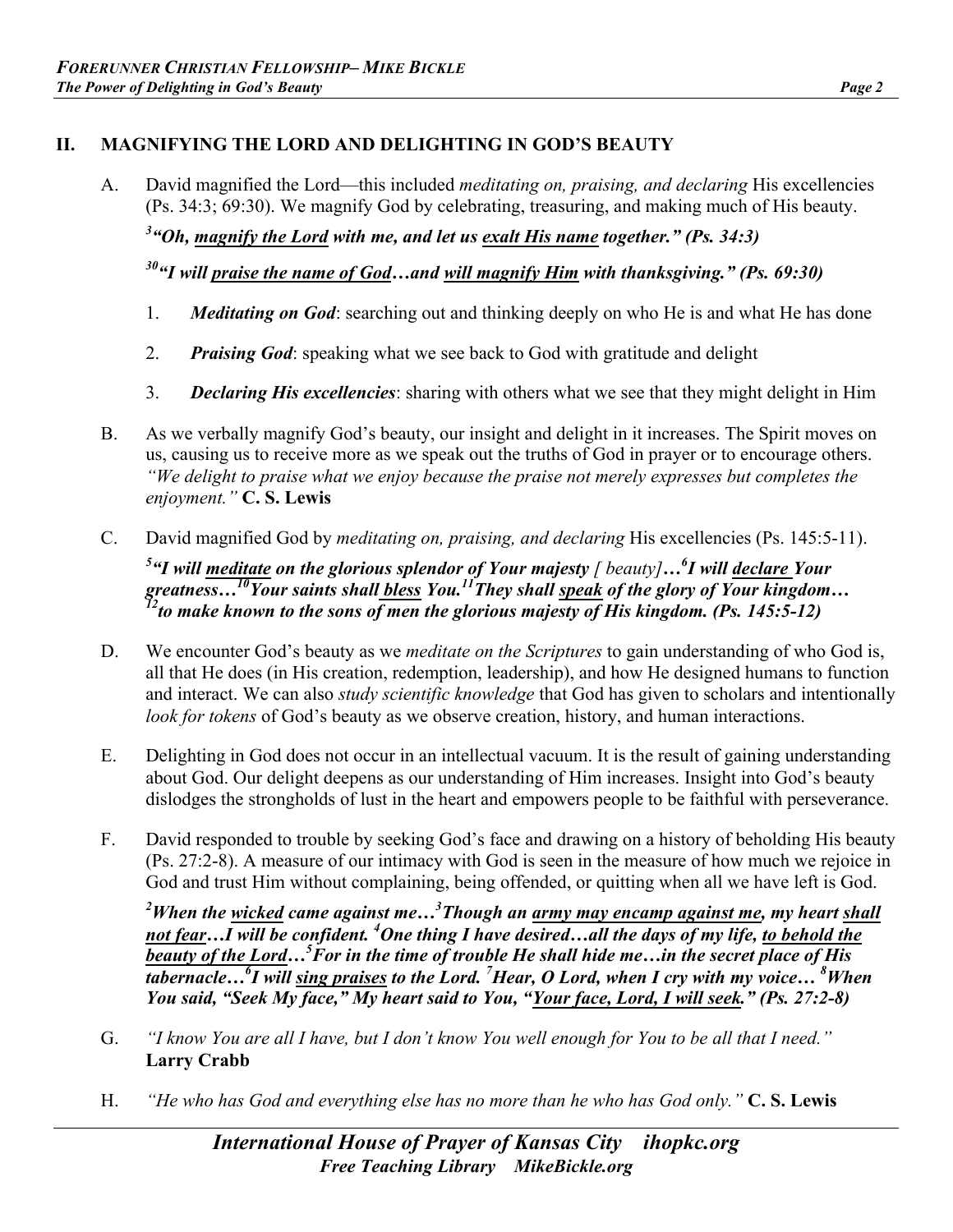## II. MAGNIFYING THE LORD AND DELIGHTING IN GOD'S BEAUTY

A. David magnified the Lord—this included *meditating on, praising, and declaring* His excellencies (Ps. 34:3; 69:30). We magnify God by celebrating, treasuring, and making much of His beauty.

***[3] "Oh, magnify the Lord with me, and let us exalt His name together." (Ps. 34:3)***

***[30] "I will praise the name of God…and will magnify Him with thanksgiving." (Ps. 69:30)***

1. ***Meditating on God***: searching out and thinking deeply on who He is and what He has done
2. ***Praising God***: speaking what we see back to God with gratitude and delight
3. ***Declaring His excellencies***: sharing with others what we see that they might delight in Him

B. As we verbally magnify God's beauty, our insight and delight in it increases. The Spirit moves on us, causing us to receive more as we speak out the truths of God in prayer or to encourage others. *"We delight to praise what we enjoy because the praise not merely expresses but completes the enjoyment."* **C. S. Lewis**

C. David magnified God by *meditating on, praising, and declaring* His excellencies (Ps. 145:5-11).

***[5] "I will meditate on the glorious splendor of Your majesty [ beauty]…[6] I will declare Your greatness…[10] Your saints shall bless You.[11] They shall speak of the glory of Your kingdom…[12] to make known to the sons of men the glorious majesty of His kingdom. (Ps. 145:5-12)***

D. We encounter God's beauty as we *meditate on the Scriptures* to gain understanding of who God is, all that He does (in His creation, redemption, leadership), and how He designed humans to function and interact. We can also *study scientific knowledge* that God has given to scholars and intentionally *look for tokens* of God's beauty as we observe creation, history, and human interactions.

E. Delighting in God does not occur in an intellectual vacuum. It is the result of gaining understanding about God. Our delight deepens as our understanding of Him increases. Insight into God's beauty dislodges the strongholds of lust in the heart and empowers people to be faithful with perseverance.

F. David responded to trouble by seeking God's face and drawing on a history of beholding His beauty (Ps. 27:2-8). A measure of our intimacy with God is seen in the measure of how much we rejoice in God and trust Him without complaining, being offended, or quitting when all we have left is God.

***[2] When the wicked came against me…[3] Though an army may encamp against me, my heart shall not fear…I will be confident. [4] One thing I have desired…all the days of my life, to behold the beauty of the Lord…[5] For in the time of trouble He shall hide me…in the secret place of His tabernacle…[6] I will sing praises to the Lord. [7] Hear, O Lord, when I cry with my voice… [8] When You said, "Seek My face," My heart said to You, "Your face, Lord, I will seek." (Ps. 27:2-8)***

G. *"I know You are all I have, but I don't know You well enough for You to be all that I need."* **Larry Crabb**

H. *"He who has God and everything else has no more than he who has God only."* **C. S. Lewis**